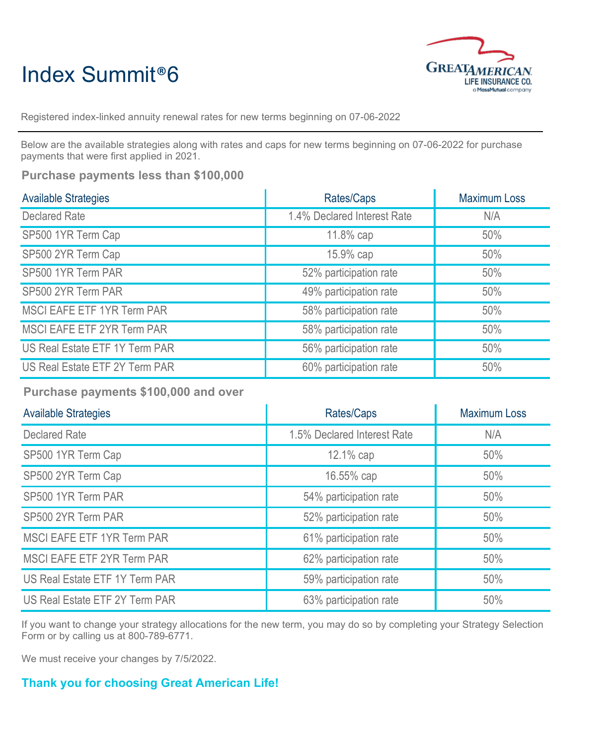# Index Summit®6

Registered index-linked annuity renewal rates for new terms beginning on 07-06-2022

Below are the available strategies along with rates and caps for new terms beginning on 07-06-2022 for purchase payments that were first applied in 2021.

### Purchase payments less than $100,000

| Available Strategies | Rates/Caps | Maximum Loss |
|---|---|---|
| Declared Rate | 1.4% Declared Interest Rate | N/A |
| SP500 1YR Term Cap | 11.8% cap | 50% |
| SP500 2YR Term Cap | 15.9% cap | 50% |
| SP500 1YR Term PAR | 52% participation rate | 50% |
| SP500 2YR Term PAR | 49% participation rate | 50% |
| MSCI EAFE ETF 1YR Term PAR | 58% participation rate | 50% |
| MSCI EAFE ETF 2YR Term PAR | 58% participation rate | 50% |
| US Real Estate ETF 1Y Term PAR | 56% participation rate | 50% |
| US Real Estate ETF 2Y Term PAR | 60% participation rate | 50% |

### Purchase payments $100,000 and over

| Available Strategies | Rates/Caps | Maximum Loss |
|---|---|---|
| Declared Rate | 1.5% Declared Interest Rate | N/A |
| SP500 1YR Term Cap | 12.1% cap | 50% |
| SP500 2YR Term Cap | 16.55% cap | 50% |
| SP500 1YR Term PAR | 54% participation rate | 50% |
| SP500 2YR Term PAR | 52% participation rate | 50% |
| MSCI EAFE ETF 1YR Term PAR | 61% participation rate | 50% |
| MSCI EAFE ETF 2YR Term PAR | 62% participation rate | 50% |
| US Real Estate ETF 1Y Term PAR | 59% participation rate | 50% |
| US Real Estate ETF 2Y Term PAR | 63% participation rate | 50% |

If you want to change your strategy allocations for the new term, you may do so by completing your Strategy Selection Form or by calling us at 800-789-6771.

We must receive your changes by 7/5/2022.

**Thank you for choosing Great American Life!**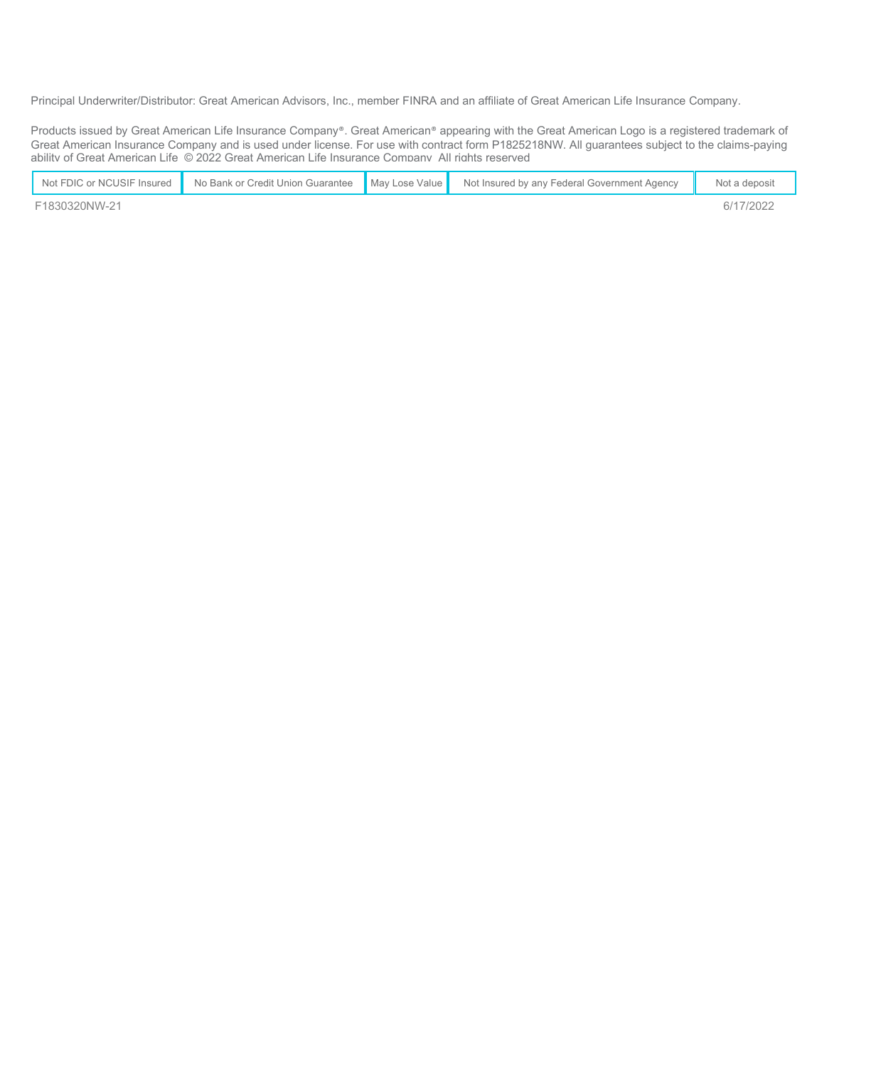Principal Underwriter/Distributor: Great American Advisors, Inc., member FINRA and an affiliate of Great American Life Insurance Company.

Products issued by Great American Life Insurance Company®. Great American® appearing with the Great American Logo is a registered trademark of Great American Insurance Company and is used under license. For use with contract form P1825218NW. All guarantees subject to the claims-paying ability of Great American Life. © 2022 Great American Life Insurance Company. All rights reserved.

| | | | | |
|---|---|---|---|---|
| Not FDIC or NCUSIF Insured | No Bank or Credit Union Guarantee | May Lose Value | Not Insured by any Federal Government Agency | Not a deposit |

F1830320NW-21 6/17/2022